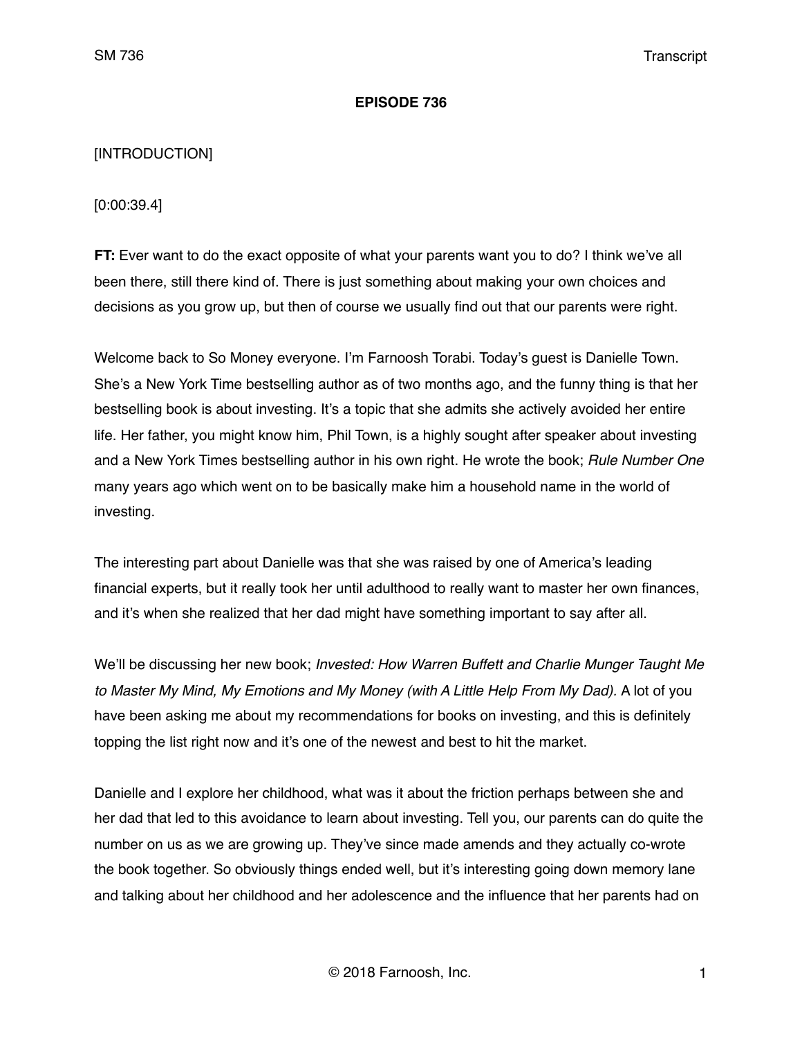**EPISODE 736**

[INTRODUCTION]

[0:00:39.4]

**FT:** Ever want to do the exact opposite of what your parents want you to do? I think we've all been there, still there kind of. There is just something about making your own choices and decisions as you grow up, but then of course we usually find out that our parents were right.

Welcome back to So Money everyone. I'm Farnoosh Torabi. Today's guest is Danielle Town. She's a New York Time bestselling author as of two months ago, and the funny thing is that her bestselling book is about investing. It's a topic that she admits she actively avoided her entire life. Her father, you might know him, Phil Town, is a highly sought after speaker about investing and a New York Times bestselling author in his own right. He wrote the book; *Rule Number One* many years ago which went on to be basically make him a household name in the world of investing.

The interesting part about Danielle was that she was raised by one of America's leading financial experts, but it really took her until adulthood to really want to master her own finances, and it's when she realized that her dad might have something important to say after all.

We'll be discussing her new book; *Invested: How Warren Buffett and Charlie Munger Taught Me to Master My Mind, My Emotions and My Money (with A Little Help From My Dad).* A lot of you have been asking me about my recommendations for books on investing, and this is definitely topping the list right now and it's one of the newest and best to hit the market.

Danielle and I explore her childhood, what was it about the friction perhaps between she and her dad that led to this avoidance to learn about investing. Tell you, our parents can do quite the number on us as we are growing up. They've since made amends and they actually co-wrote the book together. So obviously things ended well, but it's interesting going down memory lane and talking about her childhood and her adolescence and the influence that her parents had on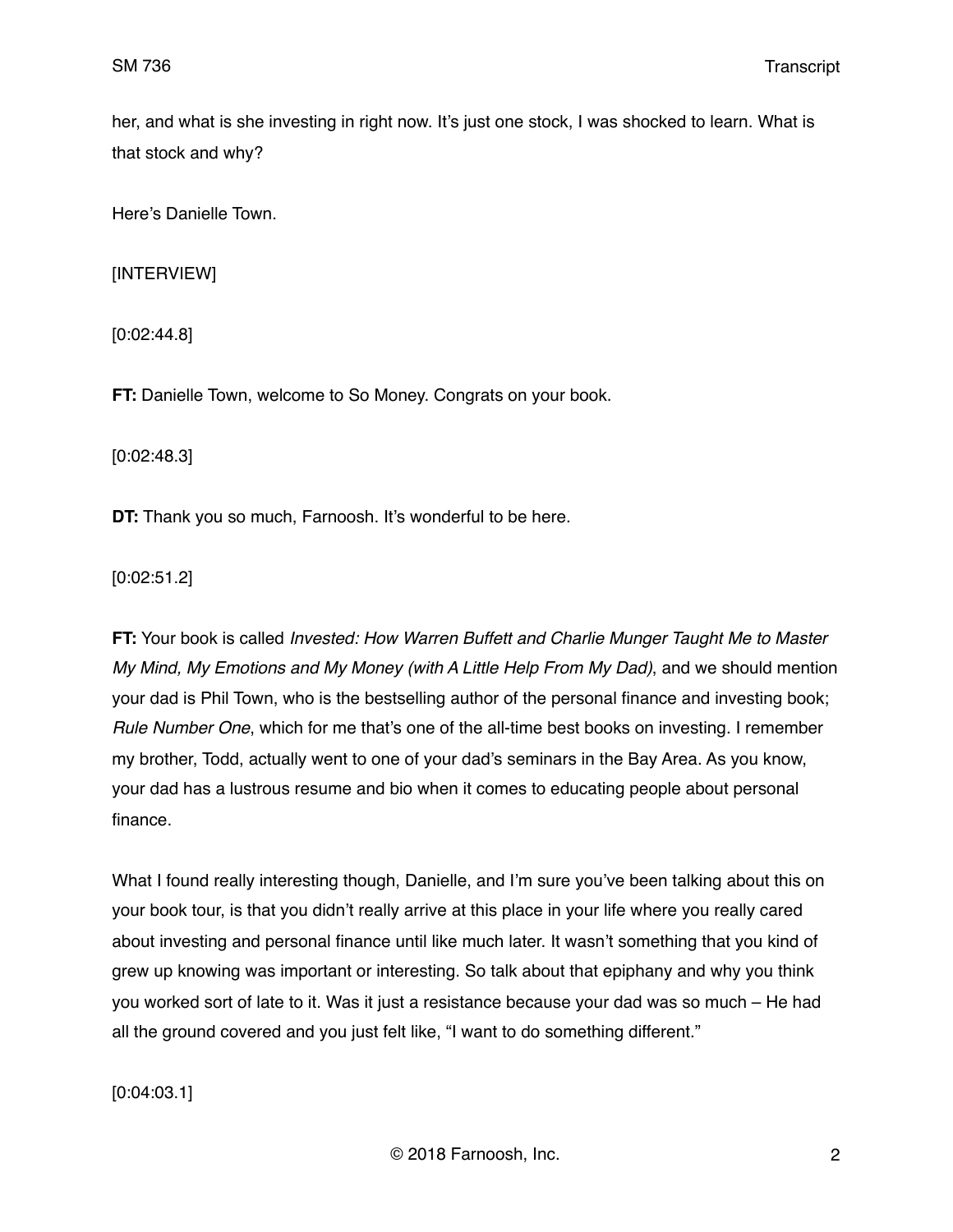her, and what is she investing in right now. It's just one stock, I was shocked to learn. What is that stock and why?

Here's Danielle Town.

[INTERVIEW]

[0:02:44.8]

**FT:** Danielle Town, welcome to So Money. Congrats on your book.

[0:02:48.3]

**DT:** Thank you so much, Farnoosh. It's wonderful to be here.

[0:02:51.2]

**FT:** Your book is called *Invested: How Warren Buffett and Charlie Munger Taught Me to Master My Mind, My Emotions and My Money (with A Little Help From My Dad)*, and we should mention your dad is Phil Town, who is the bestselling author of the personal finance and investing book; *Rule Number One*, which for me that's one of the all-time best books on investing. I remember my brother, Todd, actually went to one of your dad's seminars in the Bay Area. As you know, your dad has a lustrous resume and bio when it comes to educating people about personal finance.

What I found really interesting though, Danielle, and I'm sure you've been talking about this on your book tour, is that you didn't really arrive at this place in your life where you really cared about investing and personal finance until like much later. It wasn't something that you kind of grew up knowing was important or interesting. So talk about that epiphany and why you think you worked sort of late to it. Was it just a resistance because your dad was so much – He had all the ground covered and you just felt like, "I want to do something different."

[0:04:03.1]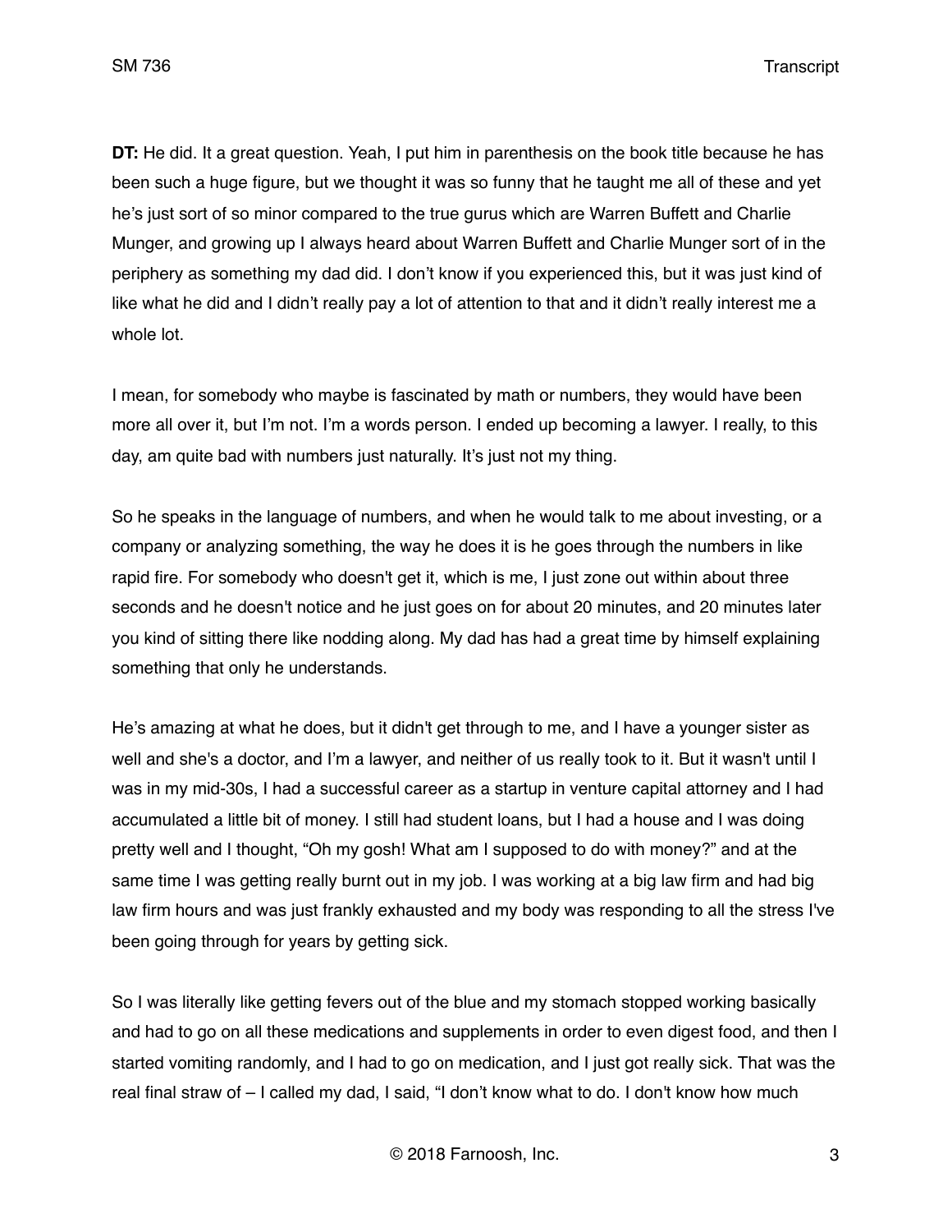**DT:** He did. It a great question. Yeah, I put him in parenthesis on the book title because he has been such a huge figure, but we thought it was so funny that he taught me all of these and yet he's just sort of so minor compared to the true gurus which are Warren Buffett and Charlie Munger, and growing up I always heard about Warren Buffett and Charlie Munger sort of in the periphery as something my dad did. I don't know if you experienced this, but it was just kind of like what he did and I didn't really pay a lot of attention to that and it didn't really interest me a whole lot.

I mean, for somebody who maybe is fascinated by math or numbers, they would have been more all over it, but I'm not. I'm a words person. I ended up becoming a lawyer. I really, to this day, am quite bad with numbers just naturally. It's just not my thing.

So he speaks in the language of numbers, and when he would talk to me about investing, or a company or analyzing something, the way he does it is he goes through the numbers in like rapid fire. For somebody who doesn't get it, which is me, I just zone out within about three seconds and he doesn't notice and he just goes on for about 20 minutes, and 20 minutes later you kind of sitting there like nodding along. My dad has had a great time by himself explaining something that only he understands.

He's amazing at what he does, but it didn't get through to me, and I have a younger sister as well and she's a doctor, and I'm a lawyer, and neither of us really took to it. But it wasn't until I was in my mid-30s, I had a successful career as a startup in venture capital attorney and I had accumulated a little bit of money. I still had student loans, but I had a house and I was doing pretty well and I thought, "Oh my gosh! What am I supposed to do with money?" and at the same time I was getting really burnt out in my job. I was working at a big law firm and had big law firm hours and was just frankly exhausted and my body was responding to all the stress I've been going through for years by getting sick.

So I was literally like getting fevers out of the blue and my stomach stopped working basically and had to go on all these medications and supplements in order to even digest food, and then I started vomiting randomly, and I had to go on medication, and I just got really sick. That was the real final straw of – I called my dad, I said, "I don't know what to do. I don't know how much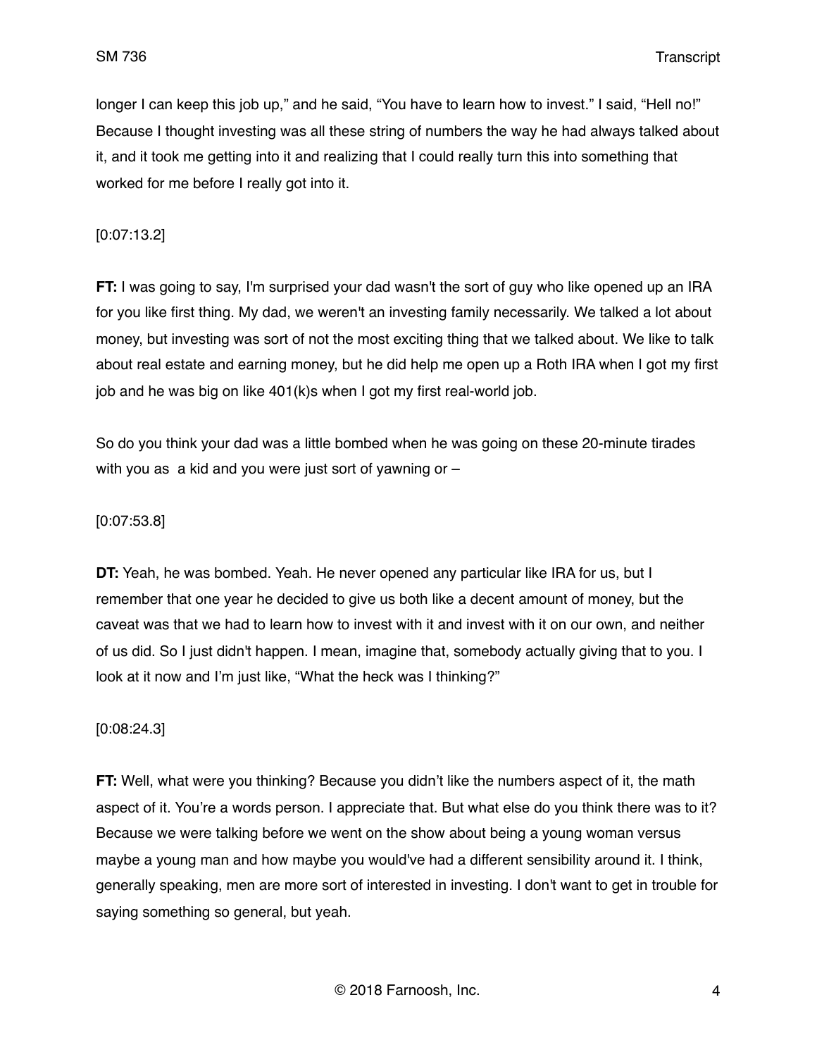longer I can keep this job up," and he said, "You have to learn how to invest." I said, "Hell no!" Because I thought investing was all these string of numbers the way he had always talked about it, and it took me getting into it and realizing that I could really turn this into something that worked for me before I really got into it.

[0:07:13.2]

**FT:** I was going to say, I'm surprised your dad wasn't the sort of guy who like opened up an IRA for you like first thing. My dad, we weren't an investing family necessarily. We talked a lot about money, but investing was sort of not the most exciting thing that we talked about. We like to talk about real estate and earning money, but he did help me open up a Roth IRA when I got my first job and he was big on like 401(k)s when I got my first real-world job.

So do you think your dad was a little bombed when he was going on these 20-minute tirades with you as a kid and you were just sort of yawning or –

[0:07:53.8]

**DT:** Yeah, he was bombed. Yeah. He never opened any particular like IRA for us, but I remember that one year he decided to give us both like a decent amount of money, but the caveat was that we had to learn how to invest with it and invest with it on our own, and neither of us did. So I just didn't happen. I mean, imagine that, somebody actually giving that to you. I look at it now and I'm just like, "What the heck was I thinking?"

[0:08:24.3]

**FT:** Well, what were you thinking? Because you didn't like the numbers aspect of it, the math aspect of it. You're a words person. I appreciate that. But what else do you think there was to it? Because we were talking before we went on the show about being a young woman versus maybe a young man and how maybe you would've had a different sensibility around it. I think, generally speaking, men are more sort of interested in investing. I don't want to get in trouble for saying something so general, but yeah.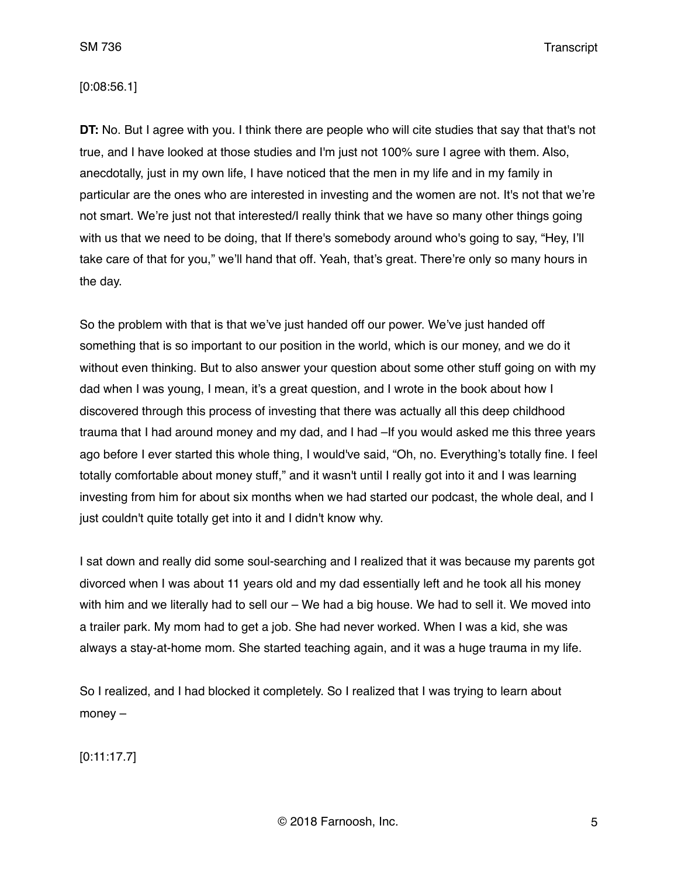[0:08:56.1]

**DT:** No. But I agree with you. I think there are people who will cite studies that say that that's not true, and I have looked at those studies and I'm just not 100% sure I agree with them. Also, anecdotally, just in my own life, I have noticed that the men in my life and in my family in particular are the ones who are interested in investing and the women are not. It's not that we're not smart. We're just not that interested/I really think that we have so many other things going with us that we need to be doing, that If there's somebody around who's going to say, "Hey, I'll take care of that for you," we'll hand that off. Yeah, that's great. There're only so many hours in the day.

So the problem with that is that we've just handed off our power. We've just handed off something that is so important to our position in the world, which is our money, and we do it without even thinking. But to also answer your question about some other stuff going on with my dad when I was young, I mean, it's a great question, and I wrote in the book about how I discovered through this process of investing that there was actually all this deep childhood trauma that I had around money and my dad, and I had –If you would asked me this three years ago before I ever started this whole thing, I would've said, "Oh, no. Everything's totally fine. I feel totally comfortable about money stuff," and it wasn't until I really got into it and I was learning investing from him for about six months when we had started our podcast, the whole deal, and I just couldn't quite totally get into it and I didn't know why.

I sat down and really did some soul-searching and I realized that it was because my parents got divorced when I was about 11 years old and my dad essentially left and he took all his money with him and we literally had to sell our – We had a big house. We had to sell it. We moved into a trailer park. My mom had to get a job. She had never worked. When I was a kid, she was always a stay-at-home mom. She started teaching again, and it was a huge trauma in my life.

So I realized, and I had blocked it completely. So I realized that I was trying to learn about money –

[0:11:17.7]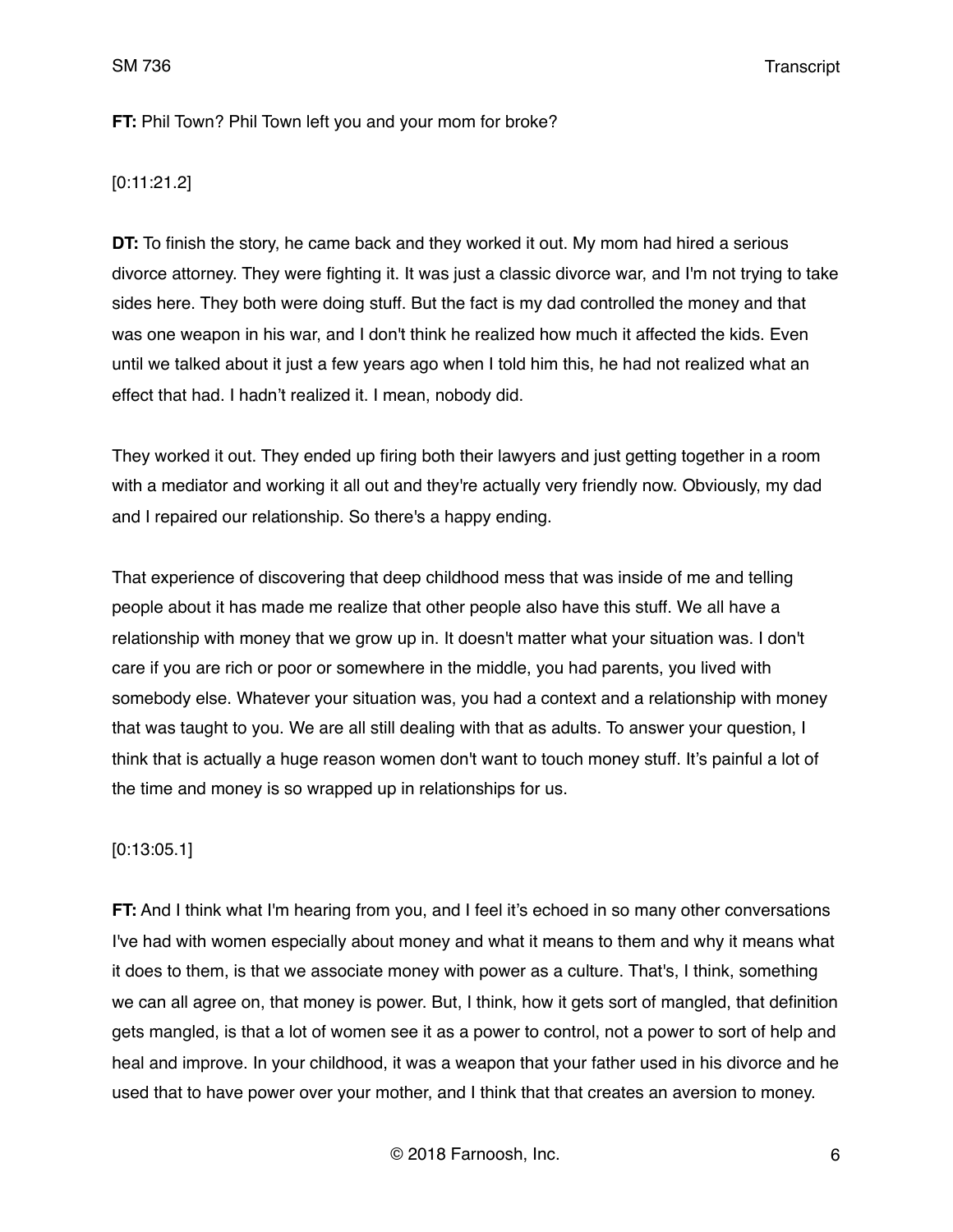**FT:** Phil Town? Phil Town left you and your mom for broke?

[0:11:21.2]

**DT:** To finish the story, he came back and they worked it out. My mom had hired a serious divorce attorney. They were fighting it. It was just a classic divorce war, and I'm not trying to take sides here. They both were doing stuff. But the fact is my dad controlled the money and that was one weapon in his war, and I don't think he realized how much it affected the kids. Even until we talked about it just a few years ago when I told him this, he had not realized what an effect that had. I hadn't realized it. I mean, nobody did.

They worked it out. They ended up firing both their lawyers and just getting together in a room with a mediator and working it all out and they're actually very friendly now. Obviously, my dad and I repaired our relationship. So there's a happy ending.

That experience of discovering that deep childhood mess that was inside of me and telling people about it has made me realize that other people also have this stuff. We all have a relationship with money that we grow up in. It doesn't matter what your situation was. I don't care if you are rich or poor or somewhere in the middle, you had parents, you lived with somebody else. Whatever your situation was, you had a context and a relationship with money that was taught to you. We are all still dealing with that as adults. To answer your question, I think that is actually a huge reason women don't want to touch money stuff. It's painful a lot of the time and money is so wrapped up in relationships for us.

[0:13:05.1]

**FT:** And I think what I'm hearing from you, and I feel it's echoed in so many other conversations I've had with women especially about money and what it means to them and why it means what it does to them, is that we associate money with power as a culture. That's, I think, something we can all agree on, that money is power. But, I think, how it gets sort of mangled, that definition gets mangled, is that a lot of women see it as a power to control, not a power to sort of help and heal and improve. In your childhood, it was a weapon that your father used in his divorce and he used that to have power over your mother, and I think that that creates an aversion to money.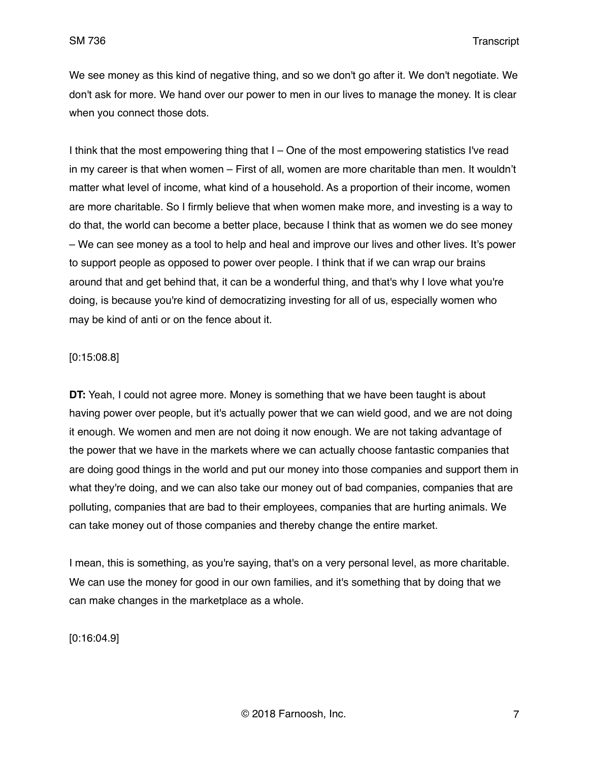We see money as this kind of negative thing, and so we don't go after it. We don't negotiate. We don't ask for more. We hand over our power to men in our lives to manage the money. It is clear when you connect those dots.

I think that the most empowering thing that I – One of the most empowering statistics I've read in my career is that when women – First of all, women are more charitable than men. It wouldn't matter what level of income, what kind of a household. As a proportion of their income, women are more charitable. So I firmly believe that when women make more, and investing is a way to do that, the world can become a better place, because I think that as women we do see money – We can see money as a tool to help and heal and improve our lives and other lives. It's power to support people as opposed to power over people. I think that if we can wrap our brains around that and get behind that, it can be a wonderful thing, and that's why I love what you're doing, is because you're kind of democratizing investing for all of us, especially women who may be kind of anti or on the fence about it.

[0:15:08.8]

**DT:** Yeah, I could not agree more. Money is something that we have been taught is about having power over people, but it's actually power that we can wield good, and we are not doing it enough. We women and men are not doing it now enough. We are not taking advantage of the power that we have in the markets where we can actually choose fantastic companies that are doing good things in the world and put our money into those companies and support them in what they're doing, and we can also take our money out of bad companies, companies that are polluting, companies that are bad to their employees, companies that are hurting animals. We can take money out of those companies and thereby change the entire market.

I mean, this is something, as you're saying, that's on a very personal level, as more charitable. We can use the money for good in our own families, and it's something that by doing that we can make changes in the marketplace as a whole.

[0:16:04.9]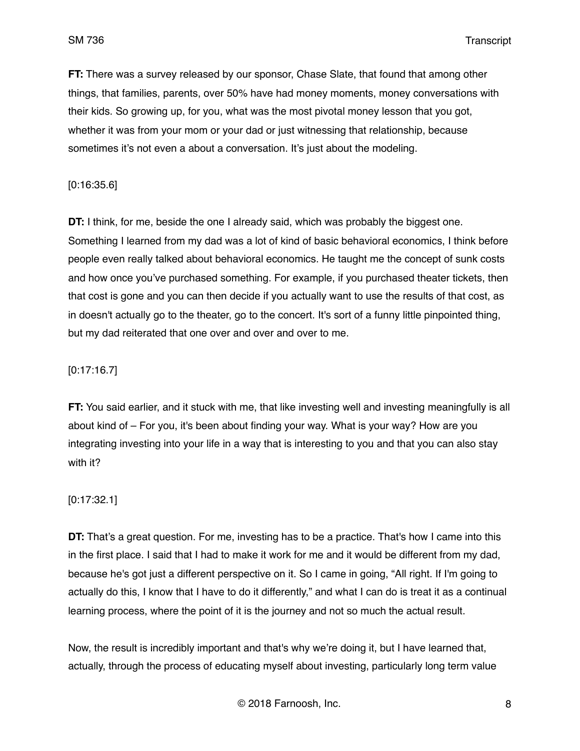**FT:** There was a survey released by our sponsor, Chase Slate, that found that among other things, that families, parents, over 50% have had money moments, money conversations with their kids. So growing up, for you, what was the most pivotal money lesson that you got, whether it was from your mom or your dad or just witnessing that relationship, because sometimes it's not even a about a conversation. It's just about the modeling.

[0:16:35.6]

**DT:** I think, for me, beside the one I already said, which was probably the biggest one. Something I learned from my dad was a lot of kind of basic behavioral economics, I think before people even really talked about behavioral economics. He taught me the concept of sunk costs and how once you've purchased something. For example, if you purchased theater tickets, then that cost is gone and you can then decide if you actually want to use the results of that cost, as in doesn't actually go to the theater, go to the concert. It's sort of a funny little pinpointed thing, but my dad reiterated that one over and over and over to me.

[0:17:16.7]

**FT:** You said earlier, and it stuck with me, that like investing well and investing meaningfully is all about kind of – For you, it's been about finding your way. What is your way? How are you integrating investing into your life in a way that is interesting to you and that you can also stay with it?

[0:17:32.1]

**DT:** That's a great question. For me, investing has to be a practice. That's how I came into this in the first place. I said that I had to make it work for me and it would be different from my dad, because he's got just a different perspective on it. So I came in going, "All right. If I'm going to actually do this, I know that I have to do it differently," and what I can do is treat it as a continual learning process, where the point of it is the journey and not so much the actual result.

Now, the result is incredibly important and that's why we're doing it, but I have learned that, actually, through the process of educating myself about investing, particularly long term value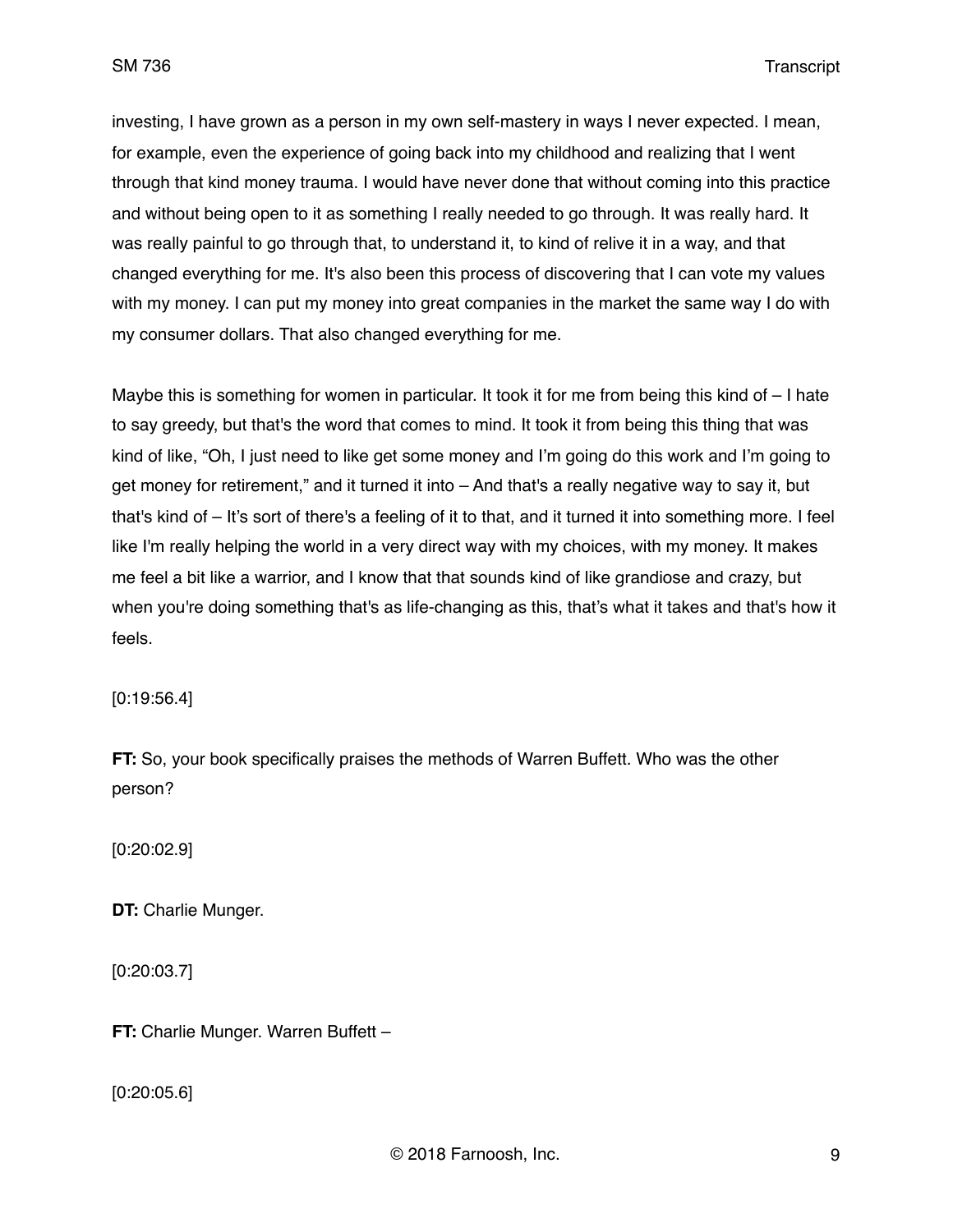investing, I have grown as a person in my own self-mastery in ways I never expected. I mean, for example, even the experience of going back into my childhood and realizing that I went through that kind money trauma. I would have never done that without coming into this practice and without being open to it as something I really needed to go through. It was really hard. It was really painful to go through that, to understand it, to kind of relive it in a way, and that changed everything for me. It's also been this process of discovering that I can vote my values with my money. I can put my money into great companies in the market the same way I do with my consumer dollars. That also changed everything for me.

Maybe this is something for women in particular. It took it for me from being this kind of – I hate to say greedy, but that's the word that comes to mind. It took it from being this thing that was kind of like, "Oh, I just need to like get some money and I'm going do this work and I'm going to get money for retirement," and it turned it into – And that's a really negative way to say it, but that's kind of – It's sort of there's a feeling of it to that, and it turned it into something more. I feel like I'm really helping the world in a very direct way with my choices, with my money. It makes me feel a bit like a warrior, and I know that that sounds kind of like grandiose and crazy, but when you're doing something that's as life-changing as this, that's what it takes and that's how it feels.

[0:19:56.4]

**FT:** So, your book specifically praises the methods of Warren Buffett. Who was the other person?

[0:20:02.9]

**DT:** Charlie Munger.

[0:20:03.7]

**FT:** Charlie Munger. Warren Buffett –

[0:20:05.6]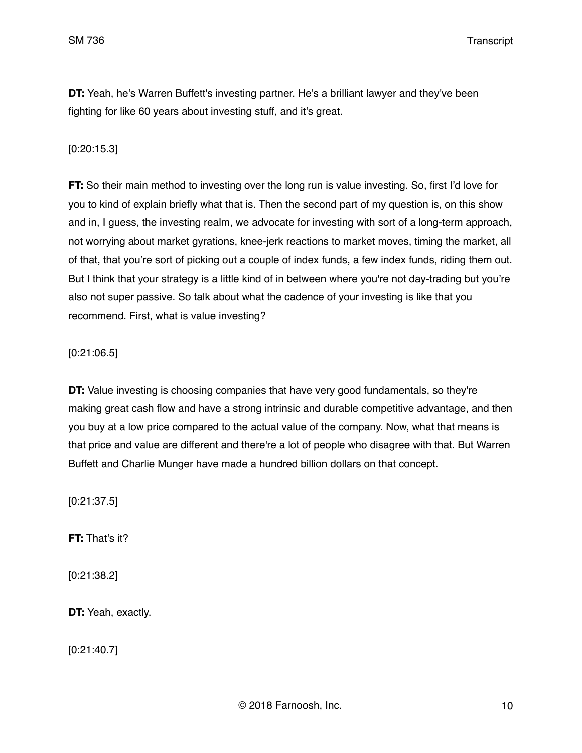**DT:** Yeah, he's Warren Buffett's investing partner. He's a brilliant lawyer and they've been fighting for like 60 years about investing stuff, and it's great.

[0:20:15.3]

**FT:** So their main method to investing over the long run is value investing. So, first I'd love for you to kind of explain briefly what that is. Then the second part of my question is, on this show and in, I guess, the investing realm, we advocate for investing with sort of a long-term approach, not worrying about market gyrations, knee-jerk reactions to market moves, timing the market, all of that, that you're sort of picking out a couple of index funds, a few index funds, riding them out. But I think that your strategy is a little kind of in between where you're not day-trading but you're also not super passive. So talk about what the cadence of your investing is like that you recommend. First, what is value investing?

[0:21:06.5]

**DT:** Value investing is choosing companies that have very good fundamentals, so they're making great cash flow and have a strong intrinsic and durable competitive advantage, and then you buy at a low price compared to the actual value of the company. Now, what that means is that price and value are different and there're a lot of people who disagree with that. But Warren Buffett and Charlie Munger have made a hundred billion dollars on that concept.

[0:21:37.5]

**FT:** That's it?

[0:21:38.2]

**DT:** Yeah, exactly.

[0:21:40.7]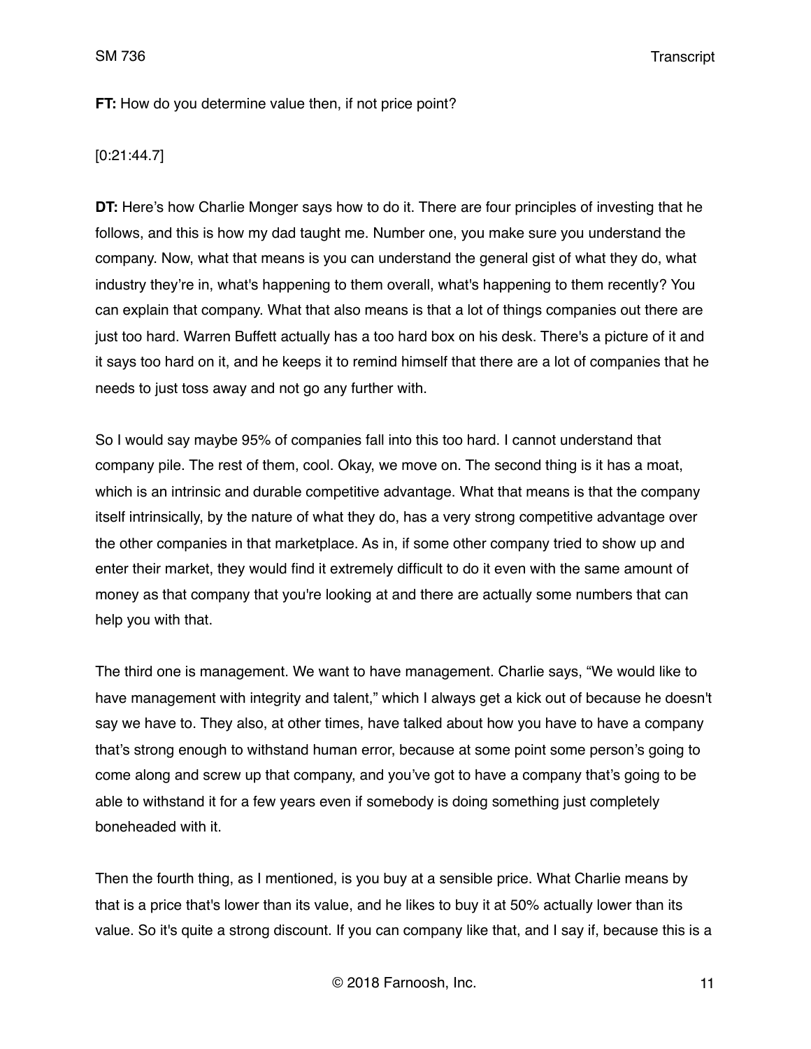**FT:** How do you determine value then, if not price point?

[0:21:44.7]

**DT:** Here's how Charlie Monger says how to do it. There are four principles of investing that he follows, and this is how my dad taught me. Number one, you make sure you understand the company. Now, what that means is you can understand the general gist of what they do, what industry they're in, what's happening to them overall, what's happening to them recently? You can explain that company. What that also means is that a lot of things companies out there are just too hard. Warren Buffett actually has a too hard box on his desk. There's a picture of it and it says too hard on it, and he keeps it to remind himself that there are a lot of companies that he needs to just toss away and not go any further with.

So I would say maybe 95% of companies fall into this too hard. I cannot understand that company pile. The rest of them, cool. Okay, we move on. The second thing is it has a moat, which is an intrinsic and durable competitive advantage. What that means is that the company itself intrinsically, by the nature of what they do, has a very strong competitive advantage over the other companies in that marketplace. As in, if some other company tried to show up and enter their market, they would find it extremely difficult to do it even with the same amount of money as that company that you're looking at and there are actually some numbers that can help you with that.

The third one is management. We want to have management. Charlie says, "We would like to have management with integrity and talent," which I always get a kick out of because he doesn't say we have to. They also, at other times, have talked about how you have to have a company that's strong enough to withstand human error, because at some point some person's going to come along and screw up that company, and you've got to have a company that's going to be able to withstand it for a few years even if somebody is doing something just completely boneheaded with it.

Then the fourth thing, as I mentioned, is you buy at a sensible price. What Charlie means by that is a price that's lower than its value, and he likes to buy it at 50% actually lower than its value. So it's quite a strong discount. If you can company like that, and I say if, because this is a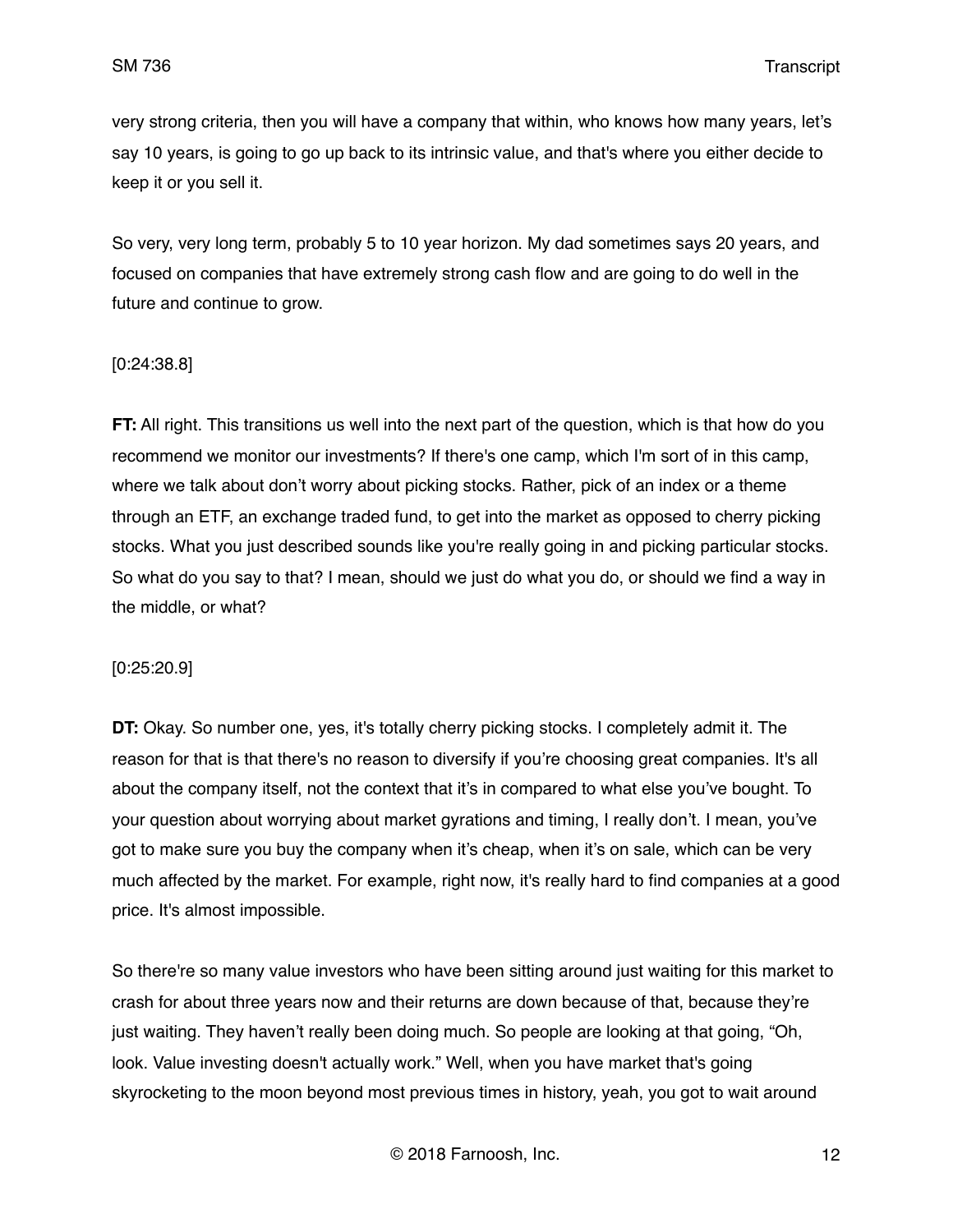very strong criteria, then you will have a company that within, who knows how many years, let's say 10 years, is going to go up back to its intrinsic value, and that's where you either decide to keep it or you sell it.

So very, very long term, probably 5 to 10 year horizon. My dad sometimes says 20 years, and focused on companies that have extremely strong cash flow and are going to do well in the future and continue to grow.

[0:24:38.8]

**FT:** All right. This transitions us well into the next part of the question, which is that how do you recommend we monitor our investments? If there's one camp, which I'm sort of in this camp, where we talk about don't worry about picking stocks. Rather, pick of an index or a theme through an ETF, an exchange traded fund, to get into the market as opposed to cherry picking stocks. What you just described sounds like you're really going in and picking particular stocks. So what do you say to that? I mean, should we just do what you do, or should we find a way in the middle, or what?

[0:25:20.9]

**DT:** Okay. So number one, yes, it's totally cherry picking stocks. I completely admit it. The reason for that is that there's no reason to diversify if you're choosing great companies. It's all about the company itself, not the context that it's in compared to what else you've bought. To your question about worrying about market gyrations and timing, I really don't. I mean, you've got to make sure you buy the company when it's cheap, when it's on sale, which can be very much affected by the market. For example, right now, it's really hard to find companies at a good price. It's almost impossible.

So there're so many value investors who have been sitting around just waiting for this market to crash for about three years now and their returns are down because of that, because they're just waiting. They haven't really been doing much. So people are looking at that going, "Oh, look. Value investing doesn't actually work." Well, when you have market that's going skyrocketing to the moon beyond most previous times in history, yeah, you got to wait around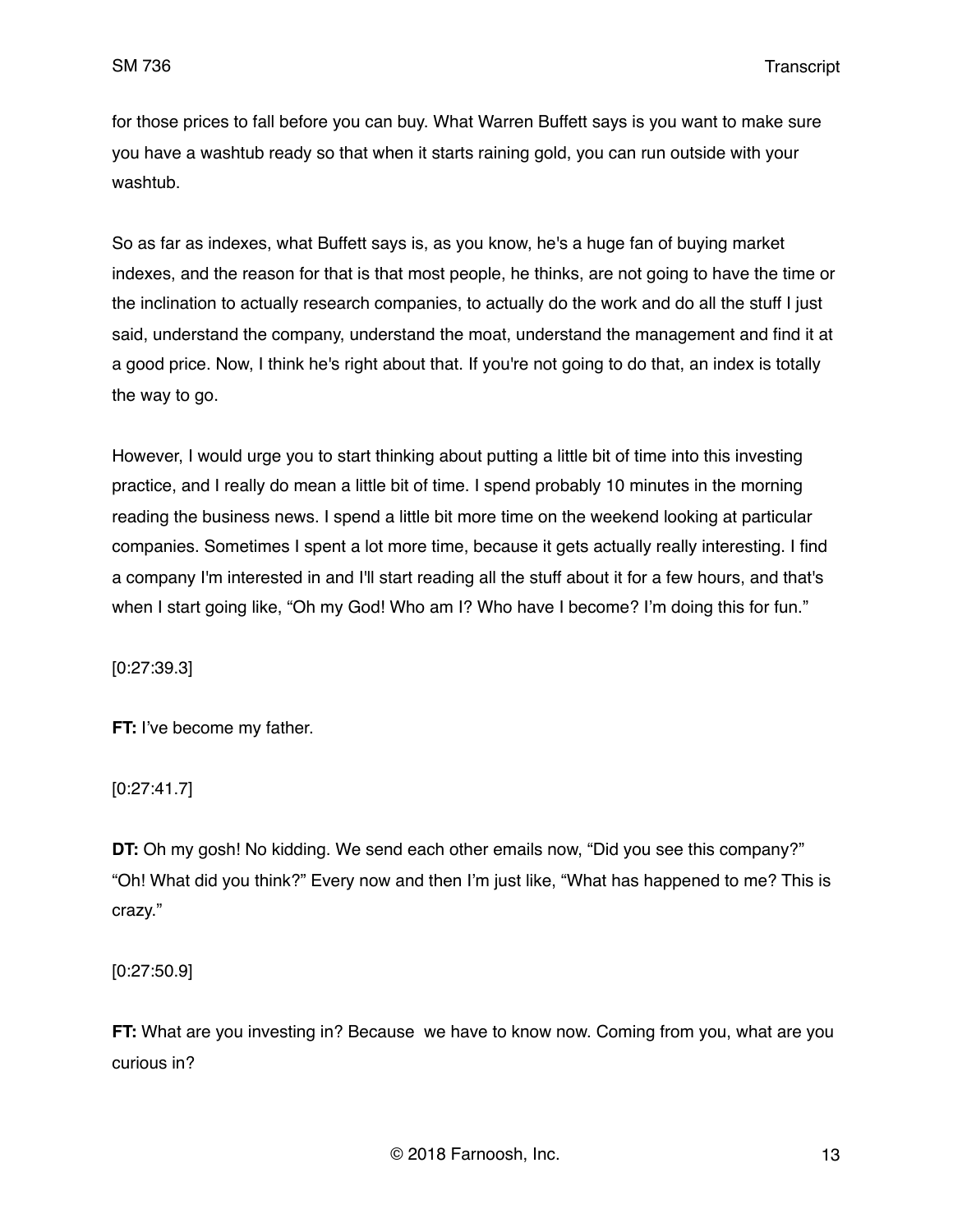for those prices to fall before you can buy. What Warren Buffett says is you want to make sure you have a washtub ready so that when it starts raining gold, you can run outside with your washtub.

So as far as indexes, what Buffett says is, as you know, he's a huge fan of buying market indexes, and the reason for that is that most people, he thinks, are not going to have the time or the inclination to actually research companies, to actually do the work and do all the stuff I just said, understand the company, understand the moat, understand the management and find it at a good price. Now, I think he's right about that. If you're not going to do that, an index is totally the way to go.

However, I would urge you to start thinking about putting a little bit of time into this investing practice, and I really do mean a little bit of time. I spend probably 10 minutes in the morning reading the business news. I spend a little bit more time on the weekend looking at particular companies. Sometimes I spent a lot more time, because it gets actually really interesting. I find a company I'm interested in and I'll start reading all the stuff about it for a few hours, and that's when I start going like, "Oh my God! Who am I? Who have I become? I'm doing this for fun."

[0:27:39.3]

**FT:** I've become my father.

[0:27:41.7]

**DT:** Oh my gosh! No kidding. We send each other emails now, "Did you see this company?" "Oh! What did you think?" Every now and then I'm just like, "What has happened to me? This is crazy."

[0:27:50.9]

**FT:** What are you investing in? Because we have to know now. Coming from you, what are you curious in?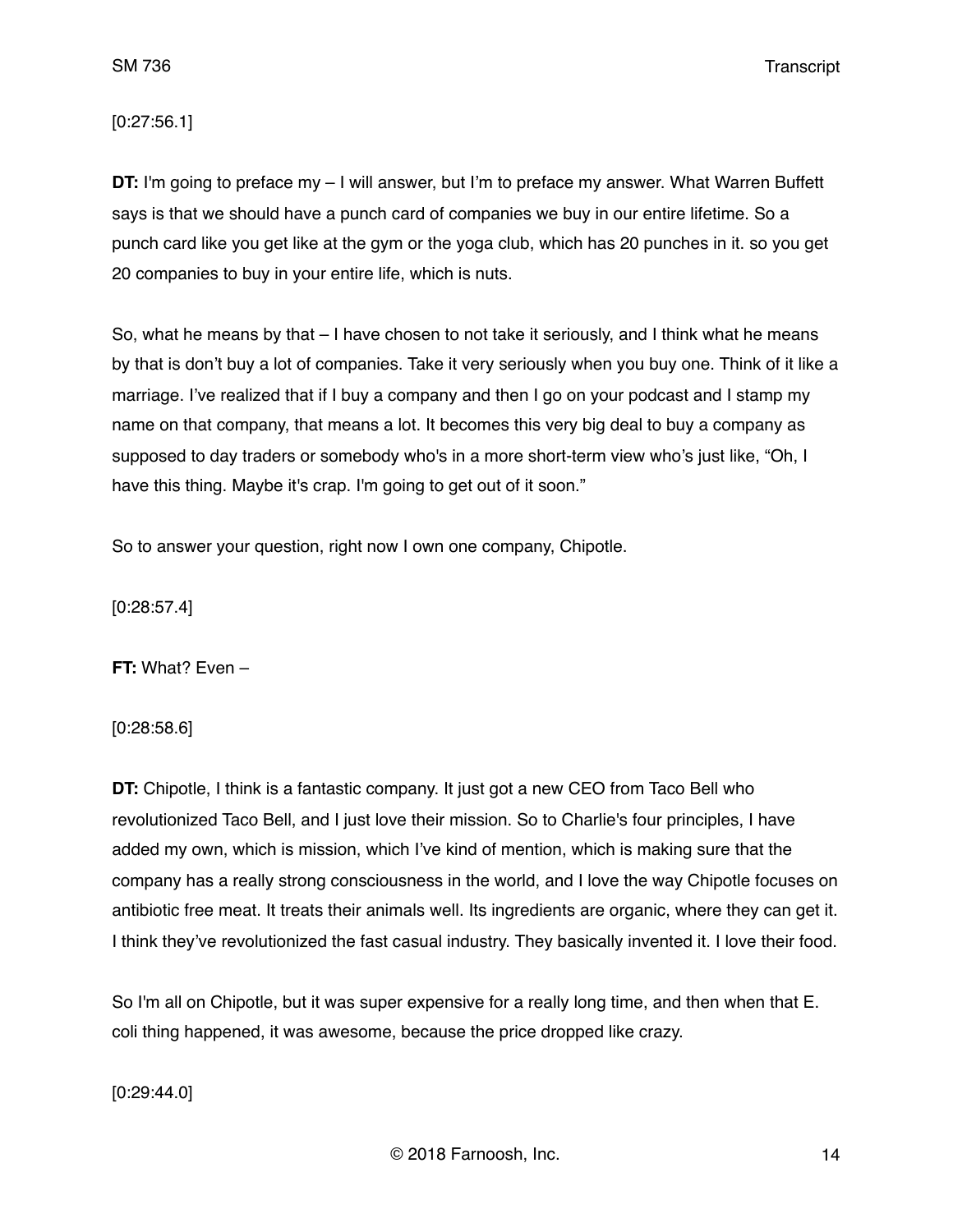[0:27:56.1]

**DT:** I'm going to preface my – I will answer, but I'm to preface my answer. What Warren Buffett says is that we should have a punch card of companies we buy in our entire lifetime. So a punch card like you get like at the gym or the yoga club, which has 20 punches in it. so you get 20 companies to buy in your entire life, which is nuts.

So, what he means by that – I have chosen to not take it seriously, and I think what he means by that is don't buy a lot of companies. Take it very seriously when you buy one. Think of it like a marriage. I've realized that if I buy a company and then I go on your podcast and I stamp my name on that company, that means a lot. It becomes this very big deal to buy a company as supposed to day traders or somebody who's in a more short-term view who's just like, "Oh, I have this thing. Maybe it's crap. I'm going to get out of it soon."

So to answer your question, right now I own one company, Chipotle.

[0:28:57.4]

**FT:** What? Even –

[0:28:58.6]

**DT:** Chipotle, I think is a fantastic company. It just got a new CEO from Taco Bell who revolutionized Taco Bell, and I just love their mission. So to Charlie's four principles, I have added my own, which is mission, which I've kind of mention, which is making sure that the company has a really strong consciousness in the world, and I love the way Chipotle focuses on antibiotic free meat. It treats their animals well. Its ingredients are organic, where they can get it. I think they've revolutionized the fast casual industry. They basically invented it. I love their food.

So I'm all on Chipotle, but it was super expensive for a really long time, and then when that E. coli thing happened, it was awesome, because the price dropped like crazy.

[0:29:44.0]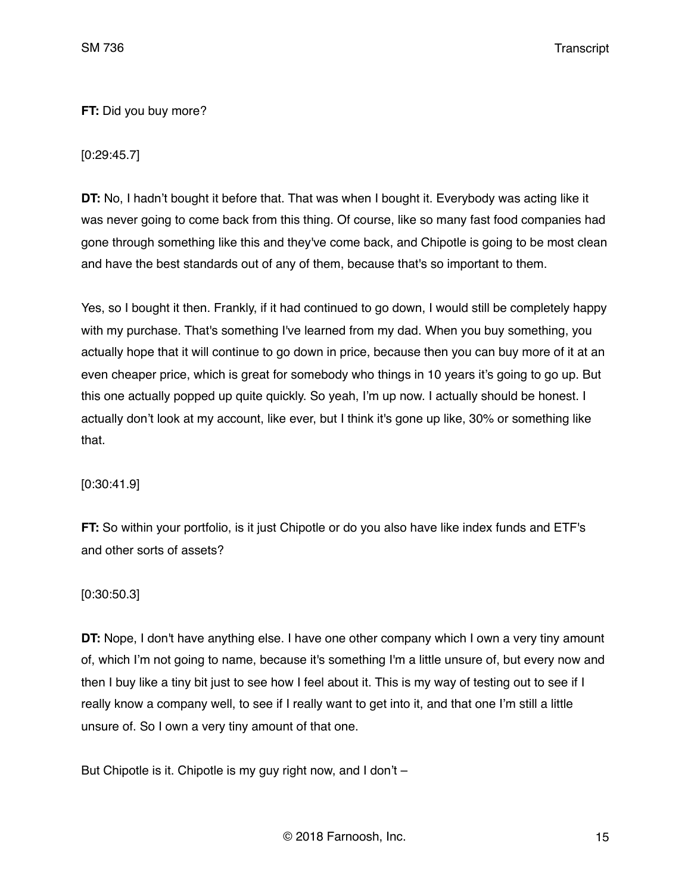**FT:** Did you buy more?

[0:29:45.7]

**DT:** No, I hadn't bought it before that. That was when I bought it. Everybody was acting like it was never going to come back from this thing. Of course, like so many fast food companies had gone through something like this and they've come back, and Chipotle is going to be most clean and have the best standards out of any of them, because that's so important to them.

Yes, so I bought it then. Frankly, if it had continued to go down, I would still be completely happy with my purchase. That's something I've learned from my dad. When you buy something, you actually hope that it will continue to go down in price, because then you can buy more of it at an even cheaper price, which is great for somebody who things in 10 years it's going to go up. But this one actually popped up quite quickly. So yeah, I'm up now. I actually should be honest. I actually don't look at my account, like ever, but I think it's gone up like, 30% or something like that.

[0:30:41.9]

**FT:** So within your portfolio, is it just Chipotle or do you also have like index funds and ETF's and other sorts of assets?

[0:30:50.3]

**DT:** Nope, I don't have anything else. I have one other company which I own a very tiny amount of, which I'm not going to name, because it's something I'm a little unsure of, but every now and then I buy like a tiny bit just to see how I feel about it. This is my way of testing out to see if I really know a company well, to see if I really want to get into it, and that one I'm still a little unsure of. So I own a very tiny amount of that one.

But Chipotle is it. Chipotle is my guy right now, and I don't –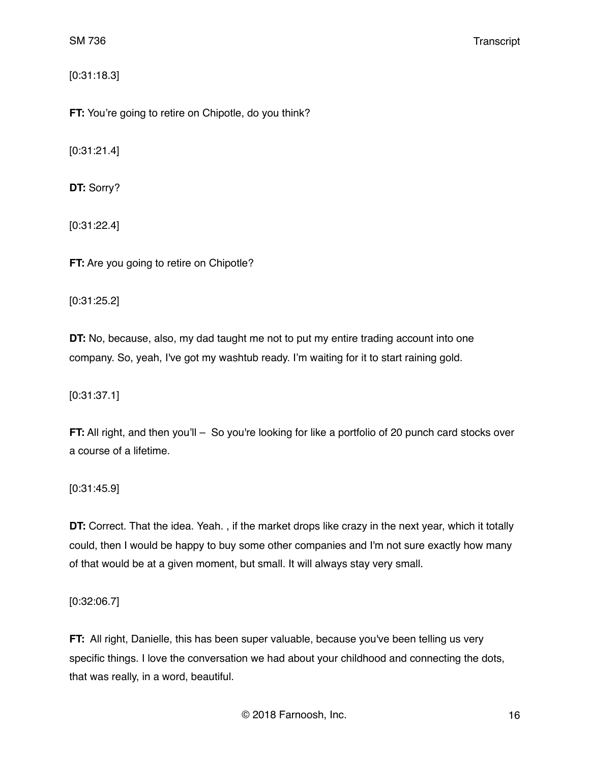[0:31:18.3]

**FT:** You're going to retire on Chipotle, do you think?

[0:31:21.4]

**DT:** Sorry?

[0:31:22.4]

**FT:** Are you going to retire on Chipotle?

[0:31:25.2]

**DT:** No, because, also, my dad taught me not to put my entire trading account into one company. So, yeah, I've got my washtub ready. I'm waiting for it to start raining gold.

[0:31:37.1]

**FT:** All right, and then you'll – So you're looking for like a portfolio of 20 punch card stocks over a course of a lifetime.

[0:31:45.9]

**DT:** Correct. That the idea. Yeah. , if the market drops like crazy in the next year, which it totally could, then I would be happy to buy some other companies and I'm not sure exactly how many of that would be at a given moment, but small. It will always stay very small.

[0:32:06.7]

**FT:** All right, Danielle, this has been super valuable, because you've been telling us very specific things. I love the conversation we had about your childhood and connecting the dots, that was really, in a word, beautiful.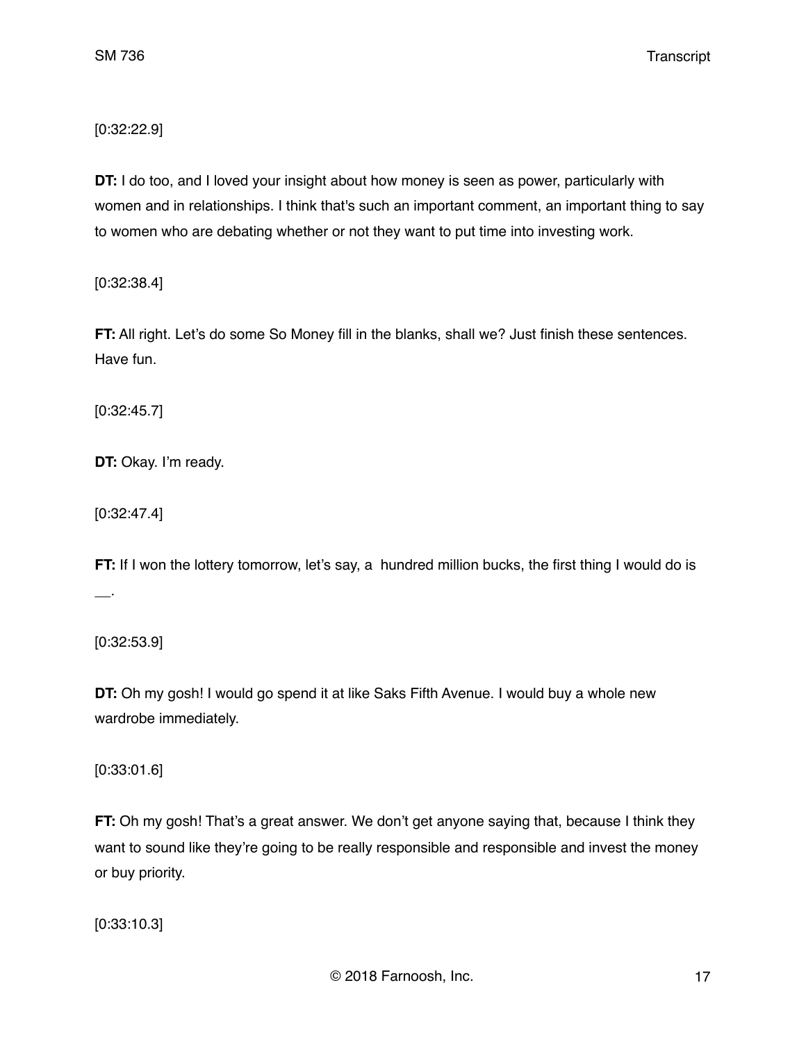[0:32:22.9]

**DT:** I do too, and I loved your insight about how money is seen as power, particularly with women and in relationships. I think that's such an important comment, an important thing to say to women who are debating whether or not they want to put time into investing work.

[0:32:38.4]

**FT:** All right. Let's do some So Money fill in the blanks, shall we? Just finish these sentences. Have fun.

[0:32:45.7]

**DT:** Okay. I'm ready.

[0:32:47.4]

**FT:** If I won the lottery tomorrow, let's say, a  hundred million bucks, the first thing I would do is __.

[0:32:53.9]

**DT:** Oh my gosh! I would go spend it at like Saks Fifth Avenue. I would buy a whole new wardrobe immediately.

[0:33:01.6]

**FT:** Oh my gosh! That's a great answer. We don't get anyone saying that, because I think they want to sound like they're going to be really responsible and responsible and invest the money or buy priority.

[0:33:10.3]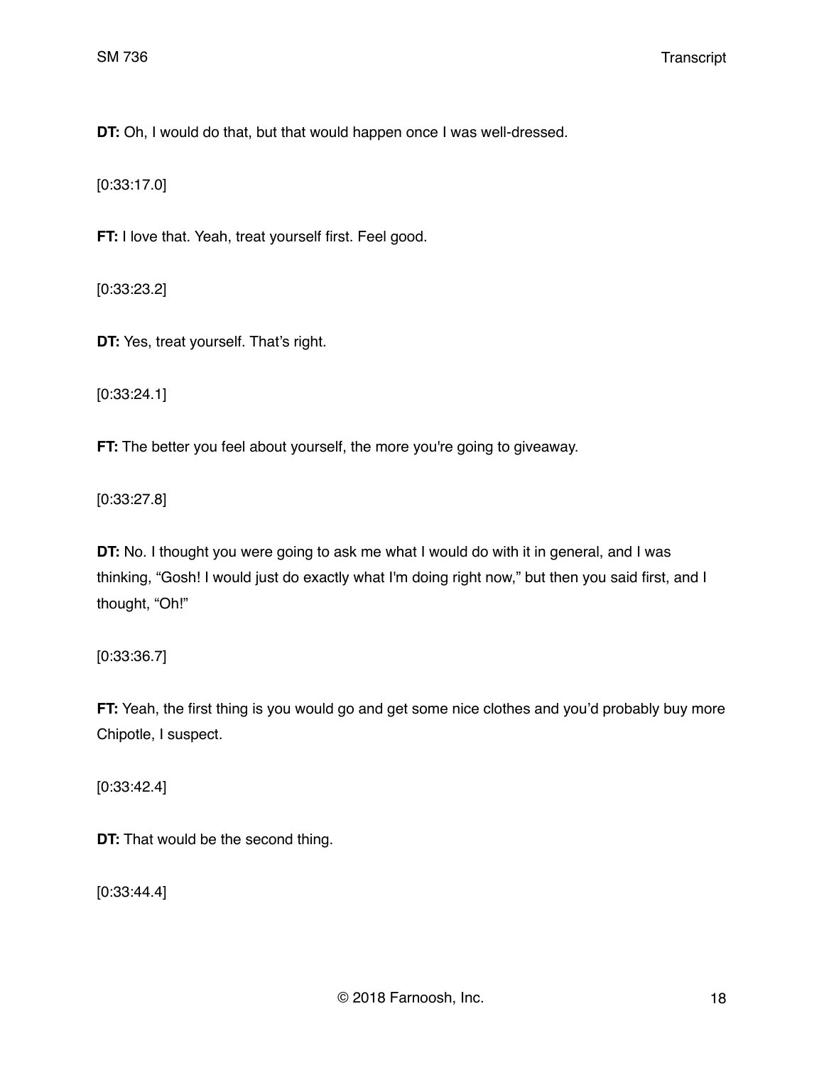**DT:** Oh, I would do that, but that would happen once I was well-dressed.

[0:33:17.0]

**FT:** I love that. Yeah, treat yourself first. Feel good.

[0:33:23.2]

**DT:** Yes, treat yourself. That's right.

[0:33:24.1]

**FT:** The better you feel about yourself, the more you're going to giveaway.

[0:33:27.8]

**DT:** No. I thought you were going to ask me what I would do with it in general, and I was thinking, "Gosh! I would just do exactly what I'm doing right now," but then you said first, and I thought, "Oh!"

[0:33:36.7]

**FT:** Yeah, the first thing is you would go and get some nice clothes and you'd probably buy more Chipotle, I suspect.

[0:33:42.4]

**DT:** That would be the second thing.

[0:33:44.4]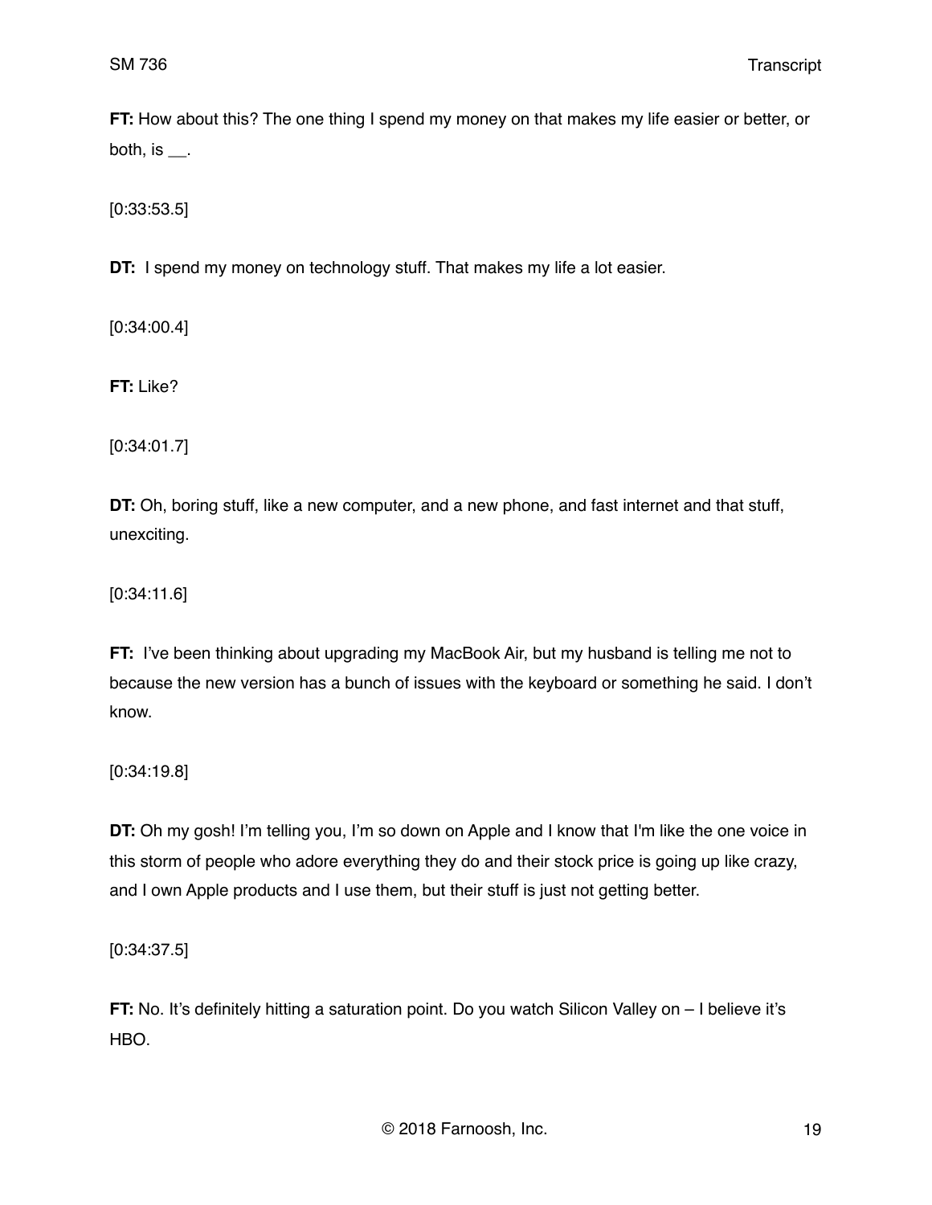**FT:** How about this? The one thing I spend my money on that makes my life easier or better, or both, is __.

[0:33:53.5]

**DT:** I spend my money on technology stuff. That makes my life a lot easier.

[0:34:00.4]

**FT:** Like?

[0:34:01.7]

**DT:** Oh, boring stuff, like a new computer, and a new phone, and fast internet and that stuff, unexciting.

[0:34:11.6]

**FT:** I've been thinking about upgrading my MacBook Air, but my husband is telling me not to because the new version has a bunch of issues with the keyboard or something he said. I don't know.

[0:34:19.8]

**DT:** Oh my gosh! I'm telling you, I'm so down on Apple and I know that I'm like the one voice in this storm of people who adore everything they do and their stock price is going up like crazy, and I own Apple products and I use them, but their stuff is just not getting better.

[0:34:37.5]

**FT:** No. It's definitely hitting a saturation point. Do you watch Silicon Valley on – I believe it's HBO.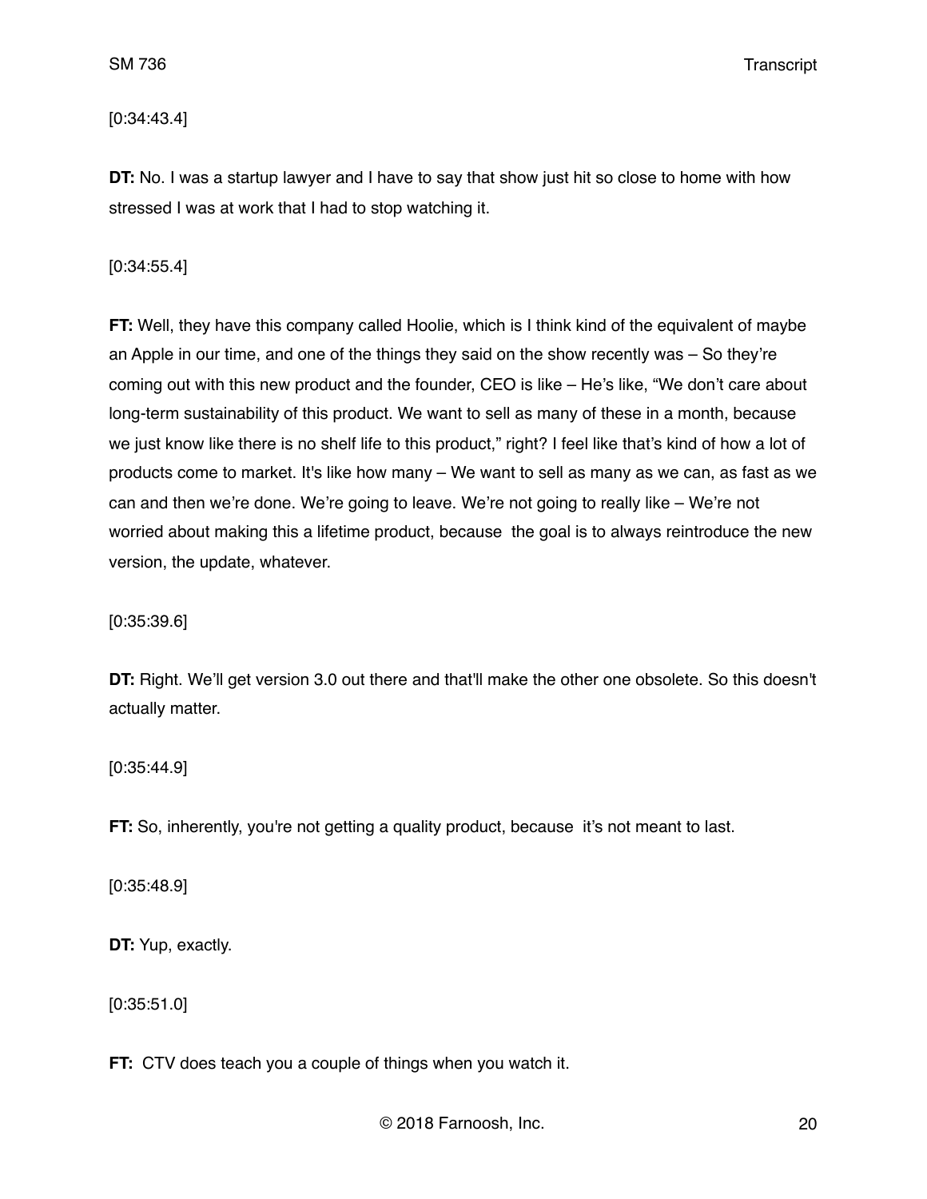[0:34:43.4]

**DT:** No. I was a startup lawyer and I have to say that show just hit so close to home with how stressed I was at work that I had to stop watching it.

[0:34:55.4]

**FT:** Well, they have this company called Hoolie, which is I think kind of the equivalent of maybe an Apple in our time, and one of the things they said on the show recently was – So they're coming out with this new product and the founder, CEO is like – He's like, "We don't care about long-term sustainability of this product. We want to sell as many of these in a month, because we just know like there is no shelf life to this product," right? I feel like that's kind of how a lot of products come to market. It's like how many – We want to sell as many as we can, as fast as we can and then we're done. We're going to leave. We're not going to really like – We're not worried about making this a lifetime product, because the goal is to always reintroduce the new version, the update, whatever.

[0:35:39.6]

**DT:** Right. We'll get version 3.0 out there and that'll make the other one obsolete. So this doesn't actually matter.

[0:35:44.9]

**FT:** So, inherently, you're not getting a quality product, because it's not meant to last.

[0:35:48.9]

**DT:** Yup, exactly.

[0:35:51.0]

**FT:** CTV does teach you a couple of things when you watch it.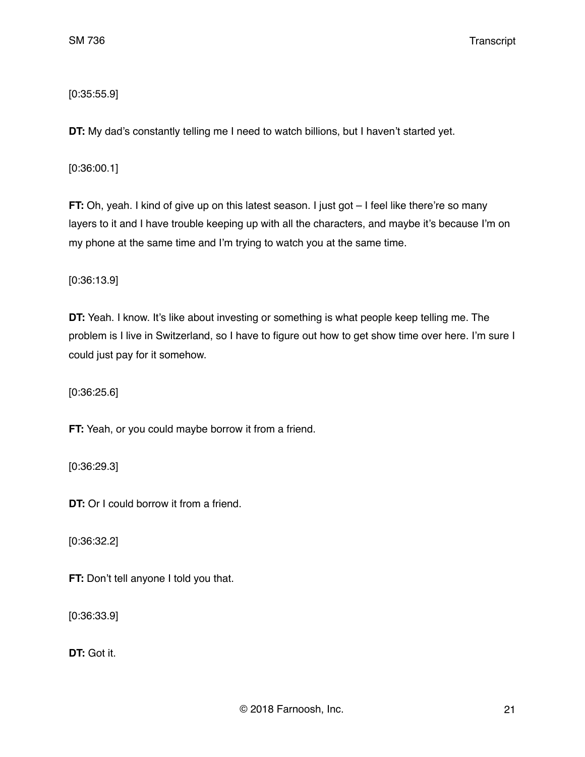[0:35:55.9]

**DT:** My dad's constantly telling me I need to watch billions, but I haven't started yet.

[0:36:00.1]

**FT:** Oh, yeah. I kind of give up on this latest season. I just got – I feel like there're so many layers to it and I have trouble keeping up with all the characters, and maybe it's because I'm on my phone at the same time and I'm trying to watch you at the same time.

[0:36:13.9]

**DT:** Yeah. I know. It's like about investing or something is what people keep telling me. The problem is I live in Switzerland, so I have to figure out how to get show time over here. I'm sure I could just pay for it somehow.

[0:36:25.6]

**FT:** Yeah, or you could maybe borrow it from a friend.

[0:36:29.3]

**DT:** Or I could borrow it from a friend.

[0:36:32.2]

**FT:** Don't tell anyone I told you that.

[0:36:33.9]

**DT:** Got it.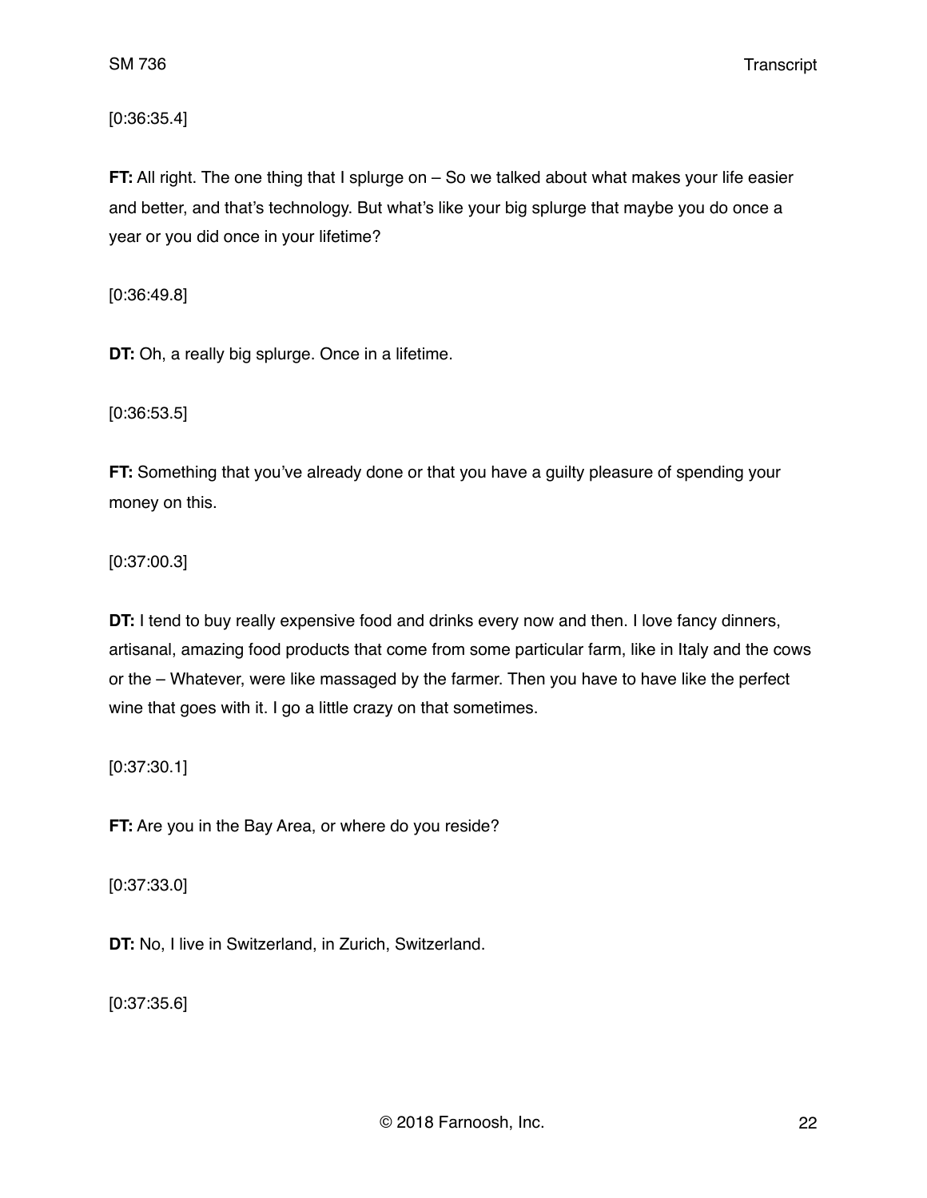[0:36:35.4]

**FT:** All right. The one thing that I splurge on – So we talked about what makes your life easier and better, and that's technology. But what's like your big splurge that maybe you do once a year or you did once in your lifetime?

[0:36:49.8]

**DT:** Oh, a really big splurge. Once in a lifetime.

[0:36:53.5]

**FT:** Something that you've already done or that you have a guilty pleasure of spending your money on this.

[0:37:00.3]

**DT:** I tend to buy really expensive food and drinks every now and then. I love fancy dinners, artisanal, amazing food products that come from some particular farm, like in Italy and the cows or the – Whatever, were like massaged by the farmer. Then you have to have like the perfect wine that goes with it. I go a little crazy on that sometimes.

[0:37:30.1]

**FT:** Are you in the Bay Area, or where do you reside?

[0:37:33.0]

**DT:** No, I live in Switzerland, in Zurich, Switzerland.

[0:37:35.6]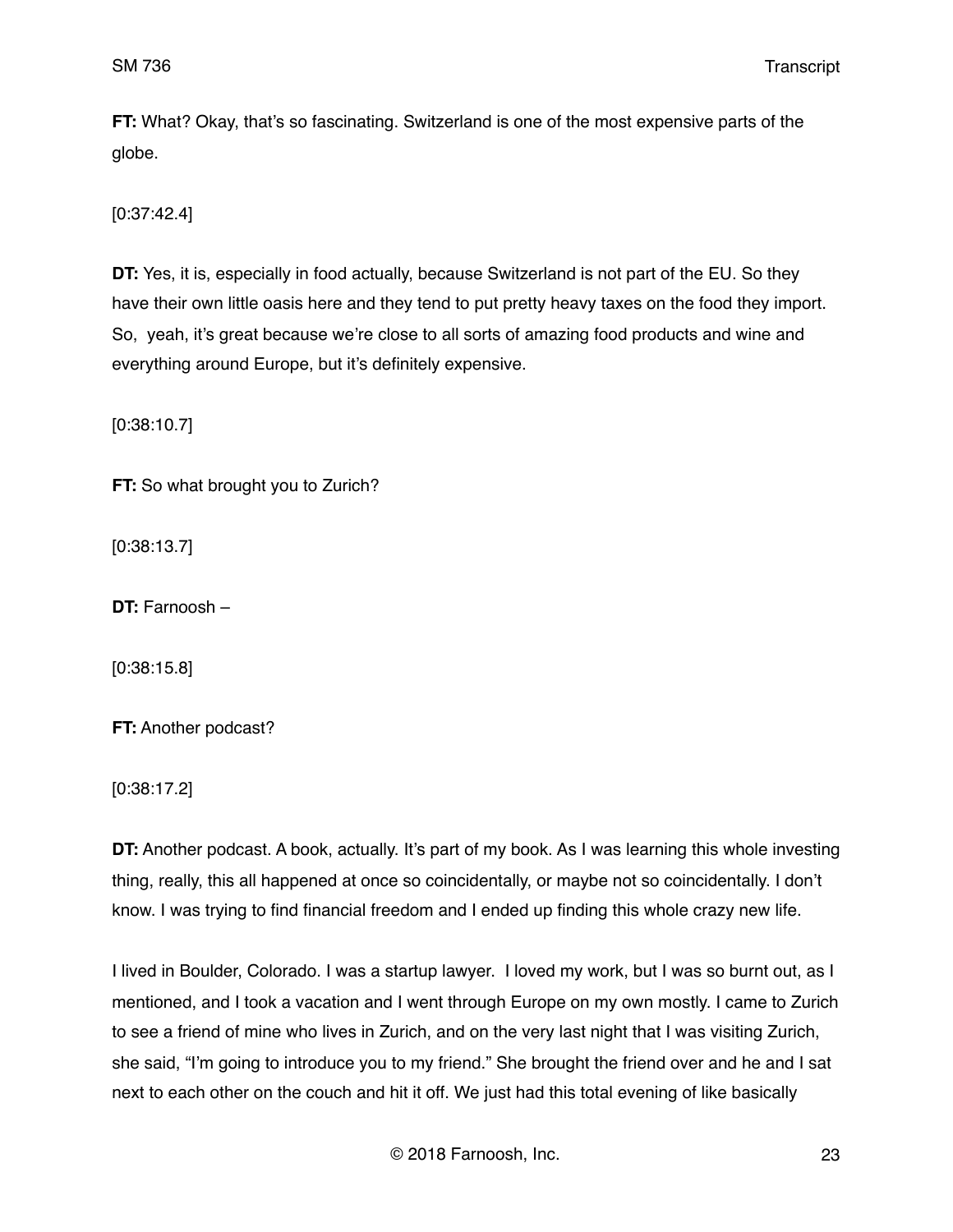**FT:** What? Okay, that's so fascinating. Switzerland is one of the most expensive parts of the globe.

[0:37:42.4]

**DT:** Yes, it is, especially in food actually, because Switzerland is not part of the EU. So they have their own little oasis here and they tend to put pretty heavy taxes on the food they import. So, yeah, it's great because we're close to all sorts of amazing food products and wine and everything around Europe, but it's definitely expensive.

[0:38:10.7]

**FT:** So what brought you to Zurich?

[0:38:13.7]

**DT:** Farnoosh –

[0:38:15.8]

**FT:** Another podcast?

[0:38:17.2]

**DT:** Another podcast. A book, actually. It's part of my book. As I was learning this whole investing thing, really, this all happened at once so coincidentally, or maybe not so coincidentally. I don't know. I was trying to find financial freedom and I ended up finding this whole crazy new life.

I lived in Boulder, Colorado. I was a startup lawyer. I loved my work, but I was so burnt out, as I mentioned, and I took a vacation and I went through Europe on my own mostly. I came to Zurich to see a friend of mine who lives in Zurich, and on the very last night that I was visiting Zurich, she said, "I'm going to introduce you to my friend." She brought the friend over and he and I sat next to each other on the couch and hit it off. We just had this total evening of like basically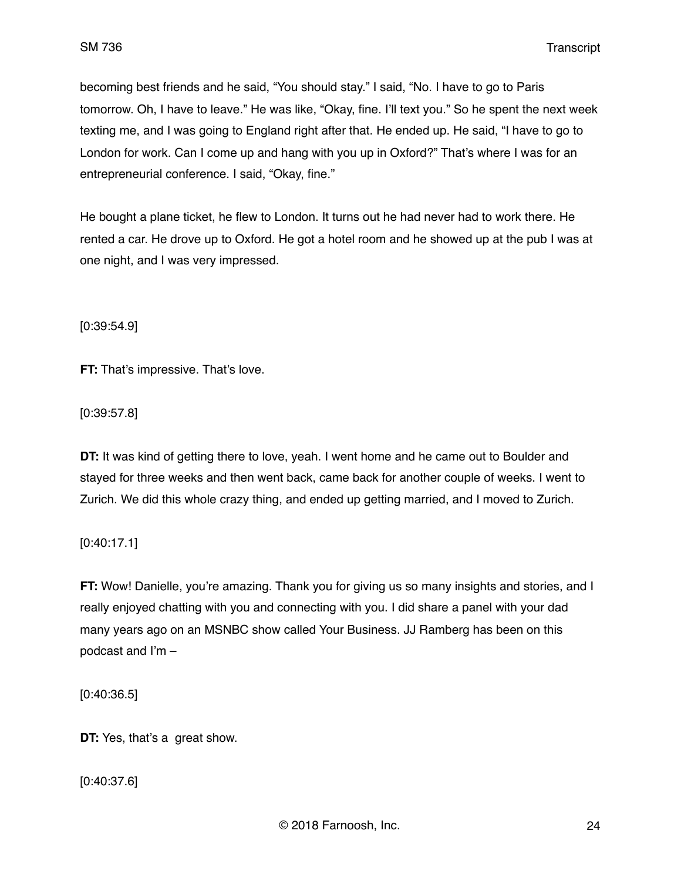becoming best friends and he said, "You should stay." I said, "No. I have to go to Paris tomorrow. Oh, I have to leave." He was like, "Okay, fine. I'll text you." So he spent the next week texting me, and I was going to England right after that. He ended up. He said, "I have to go to London for work. Can I come up and hang with you up in Oxford?" That's where I was for an entrepreneurial conference. I said, "Okay, fine."

He bought a plane ticket, he flew to London. It turns out he had never had to work there. He rented a car. He drove up to Oxford. He got a hotel room and he showed up at the pub I was at one night, and I was very impressed.

[0:39:54.9]

**FT:** That's impressive. That's love.

[0:39:57.8]

**DT:** It was kind of getting there to love, yeah. I went home and he came out to Boulder and stayed for three weeks and then went back, came back for another couple of weeks. I went to Zurich. We did this whole crazy thing, and ended up getting married, and I moved to Zurich.

[0:40:17.1]

**FT:** Wow! Danielle, you're amazing. Thank you for giving us so many insights and stories, and I really enjoyed chatting with you and connecting with you. I did share a panel with your dad many years ago on an MSNBC show called Your Business. JJ Ramberg has been on this podcast and I'm –

[0:40:36.5]

**DT:** Yes, that's a great show.

[0:40:37.6]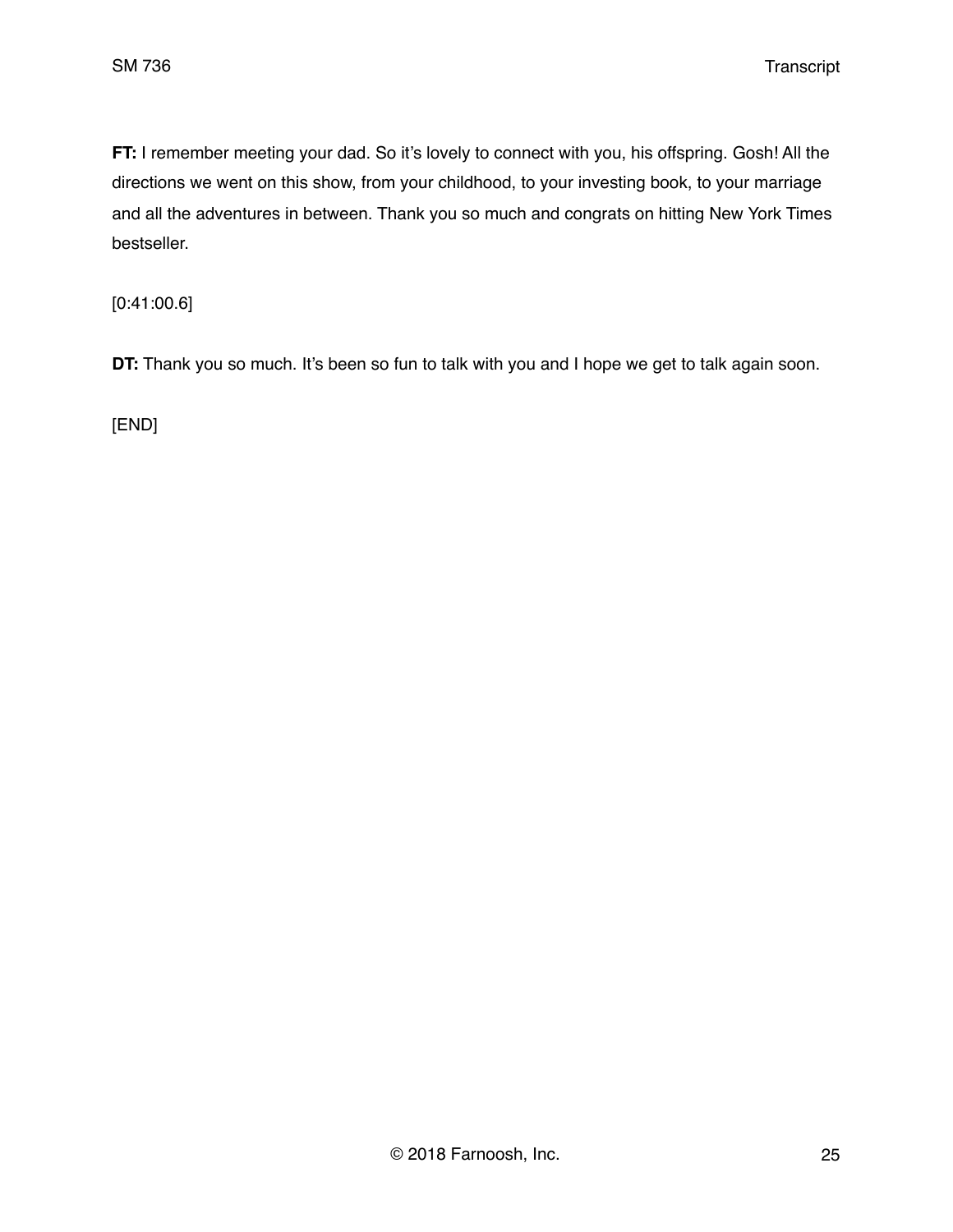**FT:** I remember meeting your dad. So it's lovely to connect with you, his offspring. Gosh! All the directions we went on this show, from your childhood, to your investing book, to your marriage and all the adventures in between. Thank you so much and congrats on hitting New York Times bestseller.

[0:41:00.6]

**DT:** Thank you so much. It's been so fun to talk with you and I hope we get to talk again soon.

[END]